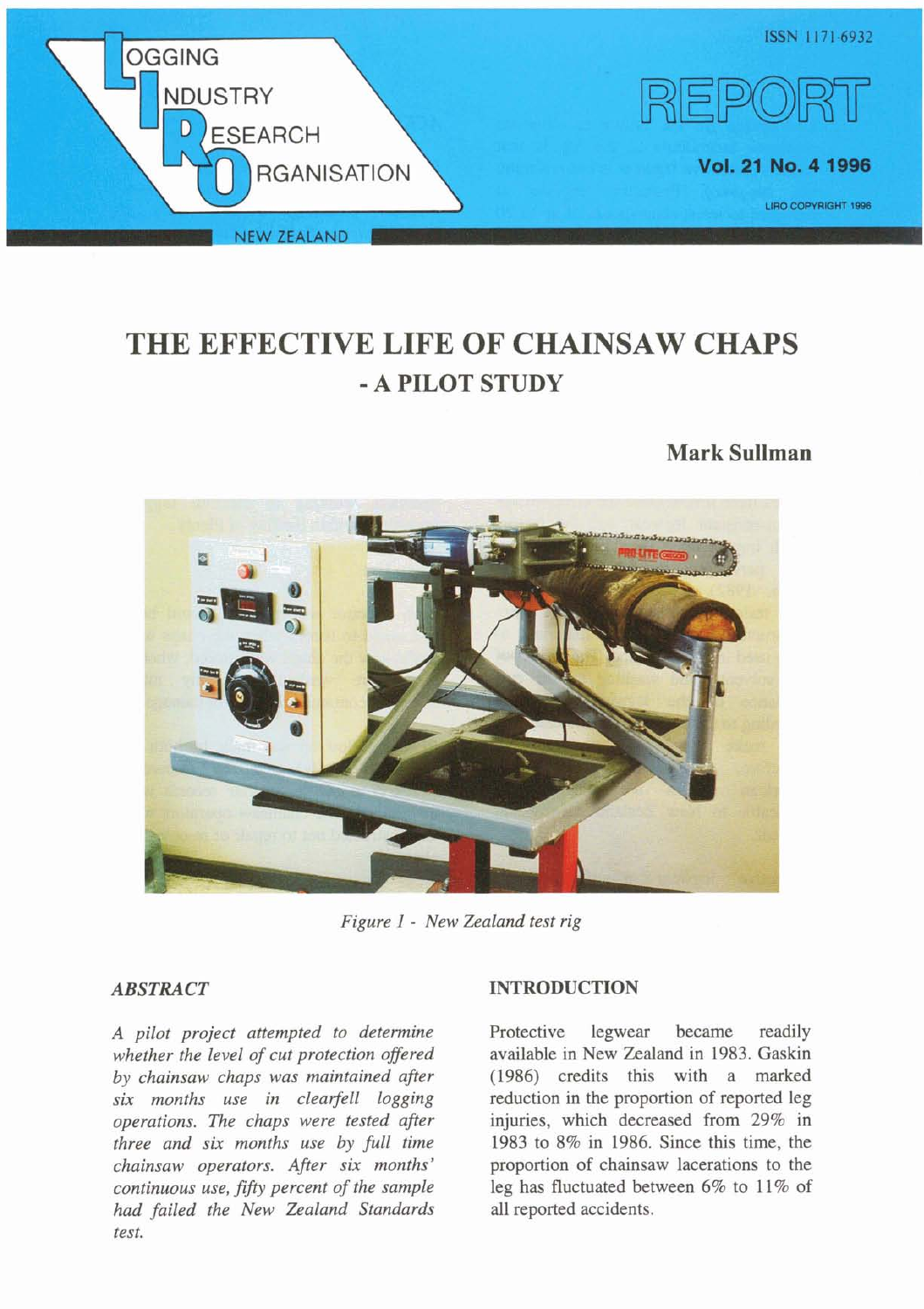# THE EFFECTIVE LIFE OF CHAINSAW CHAPS - A PILOT STUDY

**Mark Sullman**

*Figure 1 - New Zealand test rig*

## *ABSTRACT*

*A pilot project attempted to determine whether the level of cut protection offered by chainsaw chaps was maintained after six months use in clearfell logging operations. The chaps were tested after three and six months use by full time chainsaw operators. After six months' continuous use, fifty percent of the sample had failed the New Zealand Standards test.*

## INTRODUCTION

Protective legwear became readily available in New Zealand in 1983. Gaskin (1986) credits this with a marked reduction in the proportion of reported leg injuries, which decreased from 29% in 1983 to 8% in 1986. Since this time, the proportion of chainsaw lacerations to the leg has fluctuated between 6% to 11% of all reported accidents.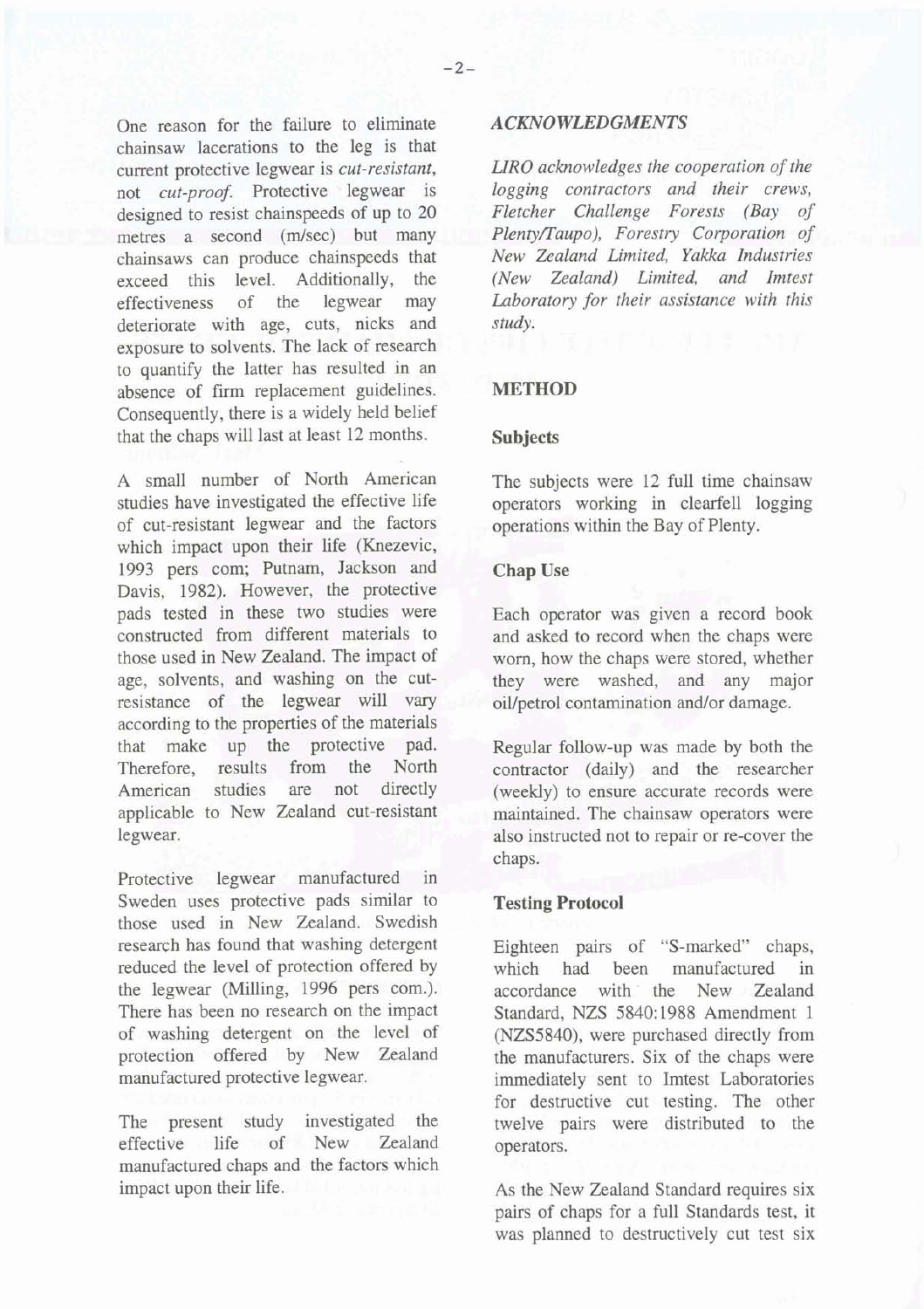One reason for the failure to eliminate chainsaw lacerations to the leg is that current protective legwear is *cut-resistant*, not *cut-proof*. Protective legwear is designed to resist chainspeeds of up to 20 metres a second (m/sec) but many chainsaws can produce chainspeeds that exceed this level. Additionally, the effectiveness of the legwear may deteriorate with age, cuts, nicks and exposure to solvents. The lack of research to quantify the latter has resulted in an absence of firm replacement guidelines. Consequently, there is a widely held belief that the chaps will last at least 12 months.

A small number of North American studies have investigated the effective life of cut-resistant legwear and the factors which impact upon their life (Knezevic, 1993 pers com; Putnam, Jackson and Davis, 1982). However, the protective pads tested in these two studies were constructed from different materials to those used in New Zealand. The impact of age, solvents, and washing on the cut-resistance of the legwear will vary according to the properties of the materials that make up the protective pad. Therefore, results from the North American studies are not directly applicable to New Zealand cut-resistant legwear.

Protective legwear manufactured in Sweden uses protective pads similar to those used in New Zealand. Swedish research has found that washing detergent reduced the level of protection offered by the legwear (Milling, 1996 pers com.). There has been no research on the impact of washing detergent on the level of protection offered by New Zealand manufactured protective legwear.

The present study investigated the effective life of New Zealand manufactured chaps and the factors which impact upon their life.

## *ACKNOWLEDGMENTS*

*LIRO acknowledges the cooperation of the logging contractors and their crews, Fletcher Challenge Forests (Bay of Plenty/Taupo), Forestry Corporation of New Zealand Limited, Yakka Industries (New Zealand) Limited, and Imtest Laboratory for their assistance with this study.*

## METHOD

### Subjects

The subjects were 12 full time chainsaw operators working in clearfell logging operations within the Bay of Plenty.

### Chap Use

Each operator was given a record book and asked to record when the chaps were worn, how the chaps were stored, whether they were washed, and any major oil/petrol contamination and/or damage.

Regular follow-up was made by both the contractor (daily) and the researcher (weekly) to ensure accurate records were maintained. The chainsaw operators were also instructed not to repair or re-cover the chaps.

### Testing Protocol

Eighteen pairs of "S-marked" chaps, which had been manufactured in accordance with the New Zealand Standard, NZS 5840:1988 Amendment 1 (NZS5840), were purchased directly from the manufacturers. Six of the chaps were immediately sent to Imtest Laboratories for destructive cut testing. The other twelve pairs were distributed to the operators.

As the New Zealand Standard requires six pairs of chaps for a full Standards test, it was planned to destructively cut test six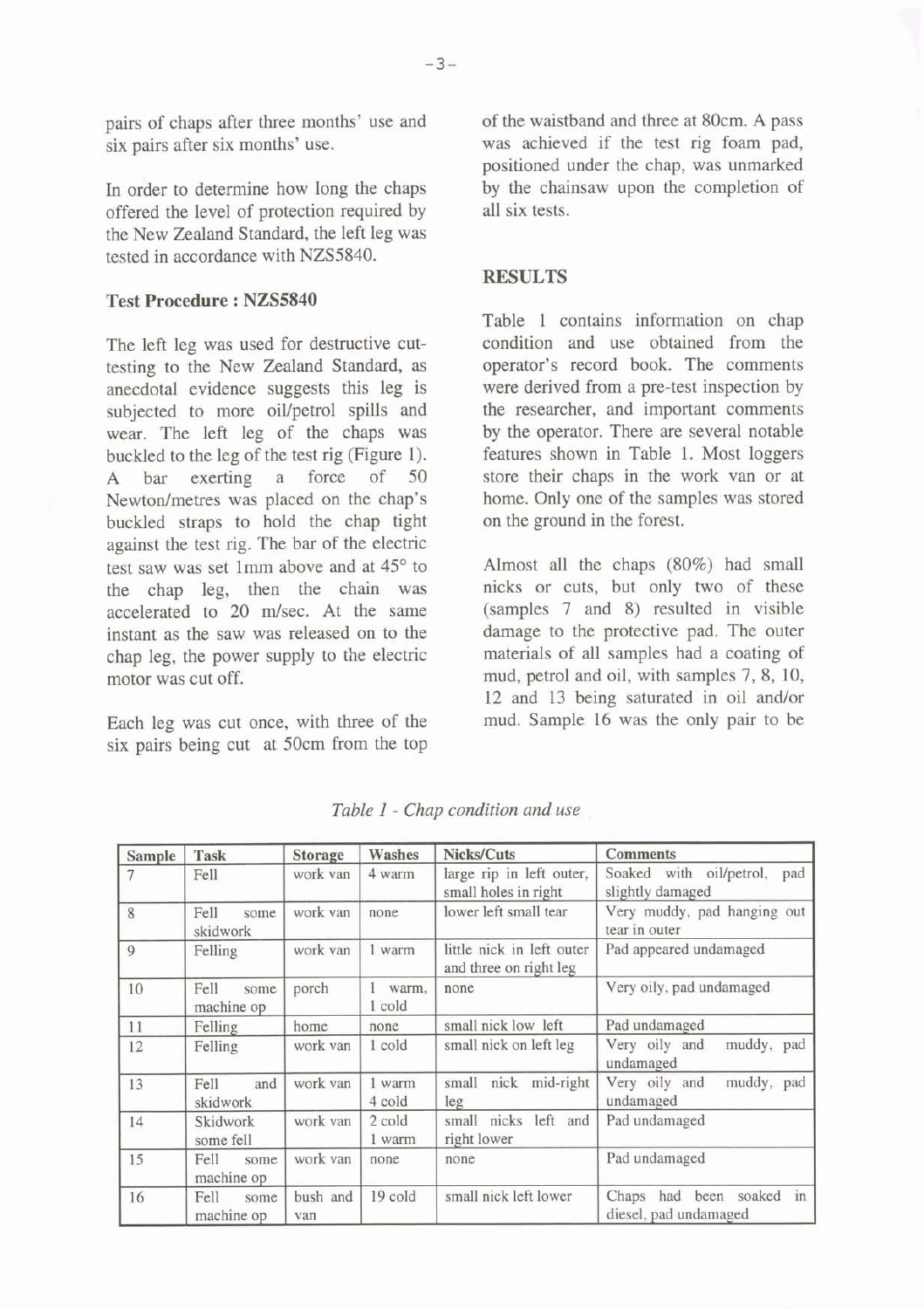pairs of chaps after three months' use and six pairs after six months' use.

In order to determine how long the chaps offered the level of protection required by the New Zealand Standard, the left leg was tested in accordance with NZS5840.

### Test Procedure : NZS5840

The left leg was used for destructive cut-testing to the New Zealand Standard, as anecdotal evidence suggests this leg is subjected to more oil/petrol spills and wear. The left leg of the chaps was buckled to the leg of the test rig (Figure 1). A bar exerting a force of 50 Newton/metres was placed on the chap's buckled straps to hold the chap tight against the test rig. The bar of the electric test saw was set 1mm above and at 45° to the chap leg, then the chain was accelerated to 20 m/sec. At the same instant as the saw was released on to the chap leg, the power supply to the electric motor was cut off.

Each leg was cut once, with three of the six pairs being cut at 50cm from the top of the waistband and three at 80cm. A pass was achieved if the test rig foam pad, positioned under the chap, was unmarked by the chainsaw upon the completion of all six tests.

## RESULTS

Table 1 contains information on chap condition and use obtained from the operator's record book. The comments were derived from a pre-test inspection by the researcher, and important comments by the operator. There are several notable features shown in Table 1. Most loggers store their chaps in the work van or at home. Only one of the samples was stored on the ground in the forest.

Almost all the chaps (80%) had small nicks or cuts, but only two of these (samples 7 and 8) resulted in visible damage to the protective pad. The outer materials of all samples had a coating of mud, petrol and oil, with samples 7, 8, 10, 12 and 13 being saturated in oil and/or mud. Sample 16 was the only pair to be

*Table 1 - Chap condition and use*

| Sample | Task | Storage | Washes | Nicks/Cuts | Comments |
|---|---|---|---|---|---|
| 7 | Fell | work van | 4 warm | large rip in left outer, small holes in right | Soaked with oil/petrol, pad slightly damaged |
| 8 | Fell some skidwork | work van | none | lower left small tear | Very muddy, pad hanging out tear in outer |
| 9 | Felling | work van | 1 warm | little nick in left outer and three on right leg | Pad appeared undamaged |
| 10 | Fell some machine op | porch | 1 warm, 1 cold | none | Very oily, pad undamaged |
| 11 | Felling | home | none | small nick low left | Pad undamaged |
| 12 | Felling | work van | 1 cold | small nick on left leg | Very oily and muddy, pad undamaged |
| 13 | Fell and skidwork | work van | 1 warm 4 cold | small nick mid-right leg | Very oily and muddy, pad undamaged |
| 14 | Skidwork some fell | work van | 2 cold 1 warm | small nicks left and right lower | Pad undamaged |
| 15 | Fell some machine op | work van | none | none | Pad undamaged |
| 16 | Fell some machine op | bush and van | 19 cold | small nick left lower | Chaps had been soaked in diesel, pad undamaged |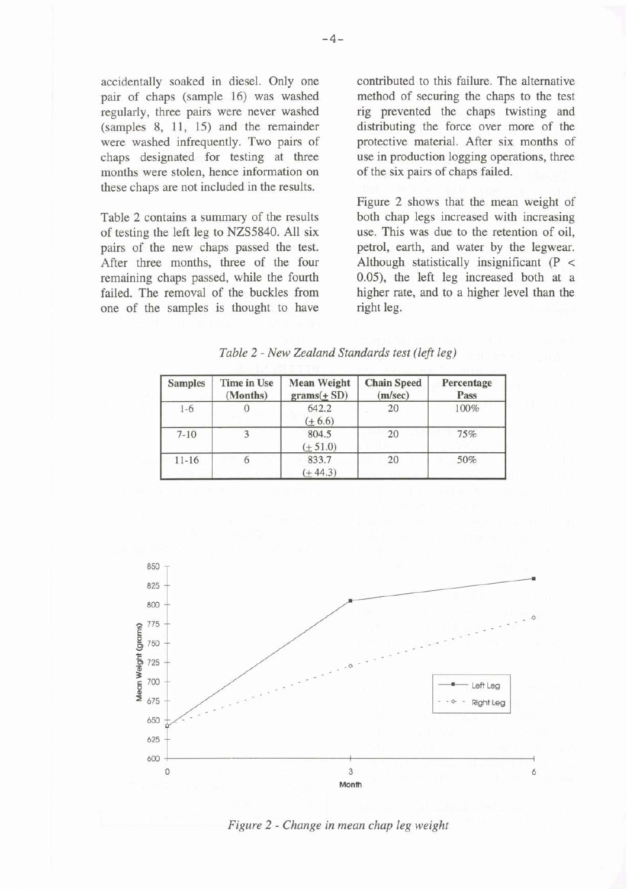accidentally soaked in diesel. Only one pair of chaps (sample 16) was washed regularly, three pairs were never washed (samples 8, 11, 15) and the remainder were washed infrequently. Two pairs of chaps designated for testing at three months were stolen, hence information on these chaps are not included in the results.

Table 2 contains a summary of the results of testing the left leg to NZS5840. All six pairs of the new chaps passed the test. After three months, three of the four remaining chaps passed, while the fourth failed. The removal of the buckles from one of the samples is thought to have contributed to this failure. The alternative method of securing the chaps to the test rig prevented the chaps twisting and distributing the force over more of the protective material. After six months of use in production logging operations, three of the six pairs of chaps failed.

Figure 2 shows that the mean weight of both chap legs increased with increasing use. This was due to the retention of oil, petrol, earth, and water by the legwear. Although statistically insignificant ($P < 0.05$), the left leg increased both at a higher rate, and to a higher level than the right leg.

*Table 2 - New Zealand Standards test (left leg)*

| Samples | Time in Use (Months) | Mean Weight grams($\pm$ SD) | Chain Speed (m/sec) | Percentage Pass |
|---|---|---|---|---|
| 1-6 | 0 | 642.2 ($\pm$ 6.6) | 20 | 100% |
| 7-10 | 3 | 804.5 ($\pm$ 51.0) | 20 | 75% |
| 11-16 | 6 | 833.7 ($\pm$ 44.3) | 20 | 50% |

*Figure 2 - Change in mean chap leg weight*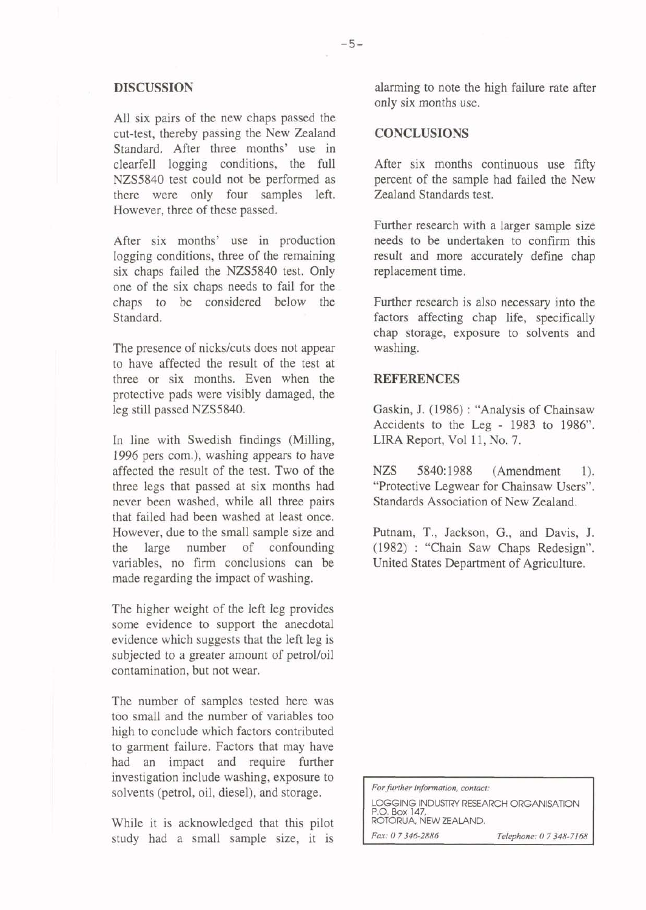## DISCUSSION

All six pairs of the new chaps passed the cut-test, thereby passing the New Zealand Standard. After three months' use in clearfell logging conditions, the full NZS5840 test could not be performed as there were only four samples left. However, three of these passed.

After six months' use in production logging conditions, three of the remaining six chaps failed the NZS5840 test. Only one of the six chaps needs to fail for the chaps to be considered below the Standard.

The presence of nicks/cuts does not appear to have affected the result of the test at three or six months. Even when the protective pads were visibly damaged, the leg still passed NZS5840.

In line with Swedish findings (Milling, 1996 pers com.), washing appears to have affected the result of the test. Two of the three legs that passed at six months had never been washed, while all three pairs that failed had been washed at least once. However, due to the small sample size and the large number of confounding variables, no firm conclusions can be made regarding the impact of washing.

The higher weight of the left leg provides some evidence to support the anecdotal evidence which suggests that the left leg is subjected to a greater amount of petrol/oil contamination, but not wear.

The number of samples tested here was too small and the number of variables too high to conclude which factors contributed to garment failure. Factors that may have had an impact and require further investigation include washing, exposure to solvents (petrol, oil, diesel), and storage.

While it is acknowledged that this pilot study had a small sample size, it is alarming to note the high failure rate after only six months use.

## CONCLUSIONS

After six months continuous use fifty percent of the sample had failed the New Zealand Standards test.

Further research with a larger sample size needs to be undertaken to confirm this result and more accurately define chap replacement time.

Further research is also necessary into the factors affecting chap life, specifically chap storage, exposure to solvents and washing.

## REFERENCES

Gaskin, J. (1986) : "Analysis of Chainsaw Accidents to the Leg - 1983 to 1986". LIRA Report, Vol 11, No. 7.

NZS 5840:1988 (Amendment 1). "Protective Legwear for Chainsaw Users". Standards Association of New Zealand.

Putnam, T., Jackson, G., and Davis, J. (1982) : "Chain Saw Chaps Redesign". United States Department of Agriculture.

*For further information, contact:*

LOGGING INDUSTRY RESEARCH ORGANISATION
P.O. Box 147,
ROTORUA, NEW ZEALAND.

*Fax: 0 7 346-2886* *Telephone: 0 7 348-7168*